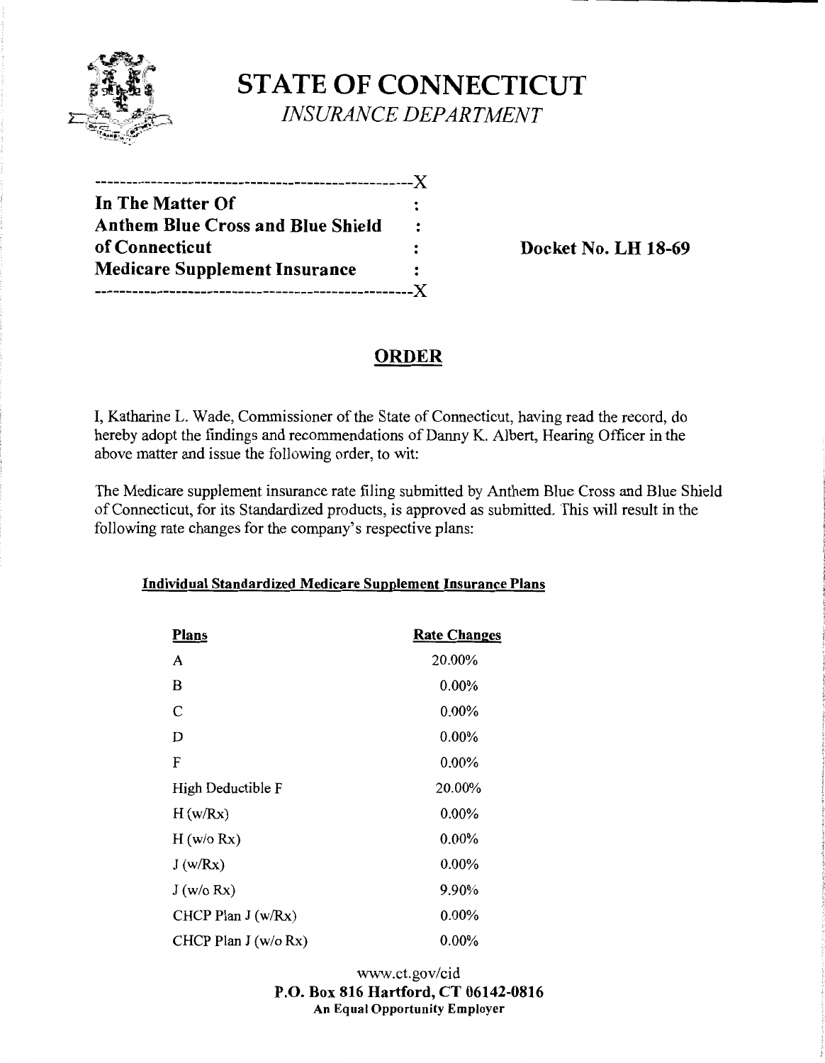# STATE OF CONNECTICUT

*INSURANCE DEPARTMENT*

| In The Matter Of<br>Anthem Blue Cross and Blue Shield<br>of Connecticut<br>Medicare Supplement Insurance | Docket No. LH 18-69 |
|---|---|

## ORDER

I, Katharine L. Wade, Commissioner of the State of Connecticut, having read the record, do hereby adopt the findings and recommendations of Danny K. Albert, Hearing Officer in the above matter and issue the following order, to wit:

The Medicare supplement insurance rate filing submitted by Anthem Blue Cross and Blue Shield of Connecticut, for its Standardized products, is approved as submitted. This will result in the following rate changes for the company's respective plans:

### Individual Standardized Medicare Supplement Insurance Plans

| Plans | Rate Changes |
|---|---|
| A | 20.00% |
| B | 0.00% |
| C | 0.00% |
| D | 0.00% |
| F | 0.00% |
| High Deductible F | 20.00% |
| H (w/Rx) | 0.00% |
| H (w/o Rx) | 0.00% |
| J (w/Rx) | 0.00% |
| J (w/o Rx) | 9.90% |
| CHCP Plan J (w/Rx) | 0.00% |
| CHCP Plan J (w/o Rx) | 0.00% |

www.ct.gov/cid

**P.O. Box 816 Hartford, CT 06142-0816**

**An Equal Opportunity Employer**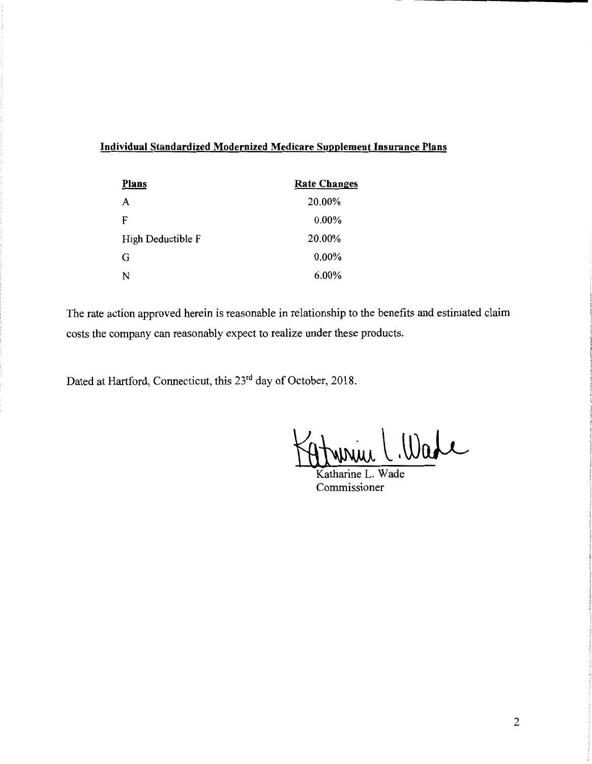**Individual Standardized Modernized Medicare Supplement Insurance Plans**

| Plans | Rate Changes |
| --- | --- |
| A | 20.00% |
| F | 0.00% |
| High Deductible F | 20.00% |
| G | 0.00% |
| N | 6.00% |

The rate action approved herein is reasonable in relationship to the benefits and estimated claim costs the company can reasonably expect to realize under these products.

Dated at Hartford, Connecticut, this 23rd day of October, 2018.

Katharine L. Wade
Commissioner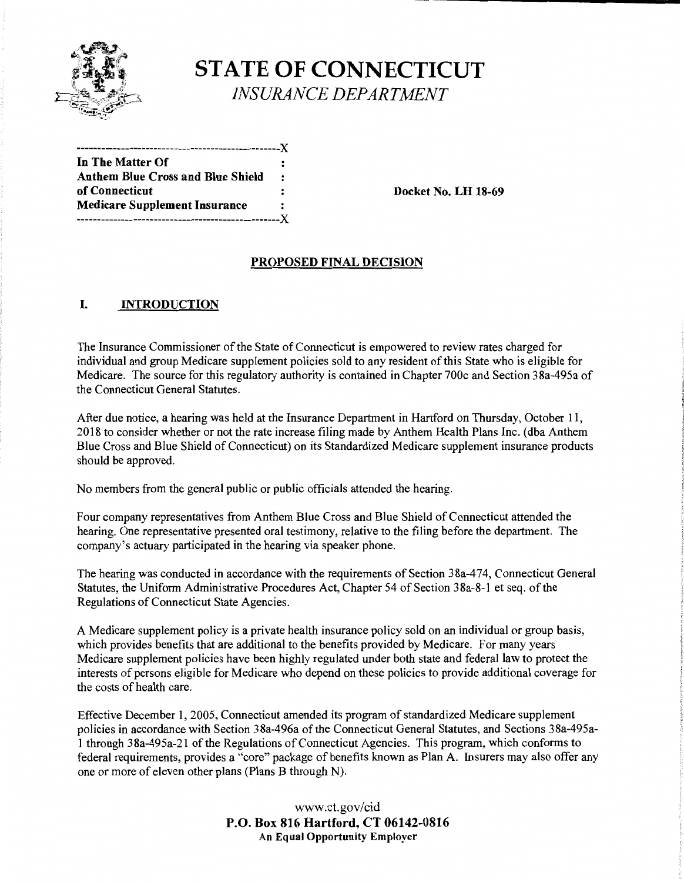# STATE OF CONNECTICUT

*INSURANCE DEPARTMENT*

```
-------------------------------------------------X
In The Matter Of                                 :
Anthem Blue Cross and Blue Shield                :
of Connecticut                                   :        Docket No. LH 18-69
Medicare Supplement Insurance                    :
-------------------------------------------------X
```

## PROPOSED FINAL DECISION

### I. INTRODUCTION

The Insurance Commissioner of the State of Connecticut is empowered to review rates charged for individual and group Medicare supplement policies sold to any resident of this State who is eligible for Medicare. The source for this regulatory authority is contained in Chapter 700c and Section 38a-495a of the Connecticut General Statutes.

After due notice, a hearing was held at the Insurance Department in Hartford on Thursday, October 11, 2018 to consider whether or not the rate increase filing made by Anthem Health Plans Inc. (dba Anthem Blue Cross and Blue Shield of Connecticut) on its Standardized Medicare supplement insurance products should be approved.

No members from the general public or public officials attended the hearing.

Four company representatives from Anthem Blue Cross and Blue Shield of Connecticut attended the hearing. One representative presented oral testimony, relative to the filing before the department. The company's actuary participated in the hearing via speaker phone.

The hearing was conducted in accordance with the requirements of Section 38a-474, Connecticut General Statutes, the Uniform Administrative Procedures Act, Chapter 54 of Section 38a-8-1 et seq. of the Regulations of Connecticut State Agencies.

A Medicare supplement policy is a private health insurance policy sold on an individual or group basis, which provides benefits that are additional to the benefits provided by Medicare. For many years Medicare supplement policies have been highly regulated under both state and federal law to protect the interests of persons eligible for Medicare who depend on these policies to provide additional coverage for the costs of health care.

Effective December 1, 2005, Connecticut amended its program of standardized Medicare supplement policies in accordance with Section 38a-496a of the Connecticut General Statutes, and Sections 38a-495a-1 through 38a-495a-21 of the Regulations of Connecticut Agencies. This program, which conforms to federal requirements, provides a "core" package of benefits known as Plan A. Insurers may also offer any one or more of eleven other plans (Plans B through N).

www.ct.gov/cid
**P.O. Box 816 Hartford, CT 06142-0816**
**An Equal Opportunity Employer**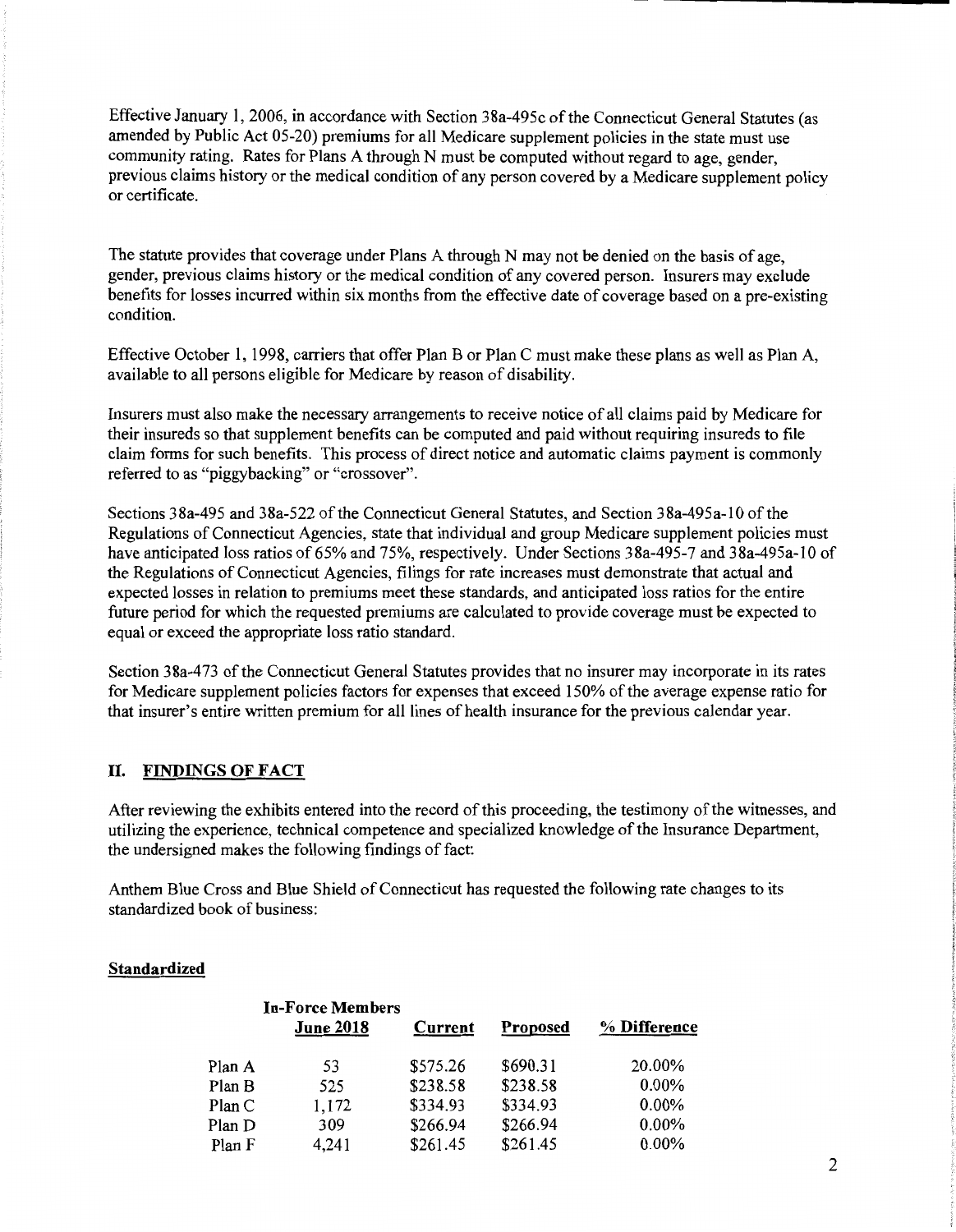Effective January 1, 2006, in accordance with Section 38a-495c of the Connecticut General Statutes (as amended by Public Act 05-20) premiums for all Medicare supplement policies in the state must use community rating. Rates for Plans A through N must be computed without regard to age, gender, previous claims history or the medical condition of any person covered by a Medicare supplement policy or certificate.

The statute provides that coverage under Plans A through N may not be denied on the basis of age, gender, previous claims history or the medical condition of any covered person. Insurers may exclude benefits for losses incurred within six months from the effective date of coverage based on a pre-existing condition.

Effective October 1, 1998, carriers that offer Plan B or Plan C must make these plans as well as Plan A, available to all persons eligible for Medicare by reason of disability.

Insurers must also make the necessary arrangements to receive notice of all claims paid by Medicare for their insureds so that supplement benefits can be computed and paid without requiring insureds to file claim forms for such benefits. This process of direct notice and automatic claims payment is commonly referred to as "piggybacking" or "crossover".

Sections 38a-495 and 38a-522 of the Connecticut General Statutes, and Section 38a-495a-10 of the Regulations of Connecticut Agencies, state that individual and group Medicare supplement policies must have anticipated loss ratios of 65% and 75%, respectively. Under Sections 38a-495-7 and 38a-495a-10 of the Regulations of Connecticut Agencies, filings for rate increases must demonstrate that actual and expected losses in relation to premiums meet these standards, and anticipated loss ratios for the entire future period for which the requested premiums are calculated to provide coverage must be expected to equal or exceed the appropriate loss ratio standard.

Section 38a-473 of the Connecticut General Statutes provides that no insurer may incorporate in its rates for Medicare supplement policies factors for expenses that exceed 150% of the average expense ratio for that insurer's entire written premium for all lines of health insurance for the previous calendar year.

## II. FINDINGS OF FACT

After reviewing the exhibits entered into the record of this proceeding, the testimony of the witnesses, and utilizing the experience, technical competence and specialized knowledge of the Insurance Department, the undersigned makes the following findings of fact:

Anthem Blue Cross and Blue Shield of Connecticut has requested the following rate changes to its standardized book of business:

**Standardized**

| | In-Force Members June 2018 | Current | Proposed | % Difference |
|---|---|---|---|---|
| Plan A | 53 | $575.26 | $690.31 | 20.00% |
| Plan B | 525 | $238.58 | $238.58 | 0.00% |
| Plan C | 1,172 | $334.93 | $334.93 | 0.00% |
| Plan D | 309 | $266.94 | $266.94 | 0.00% |
| Plan F | 4,241 | $261.45 | $261.45 | 0.00% |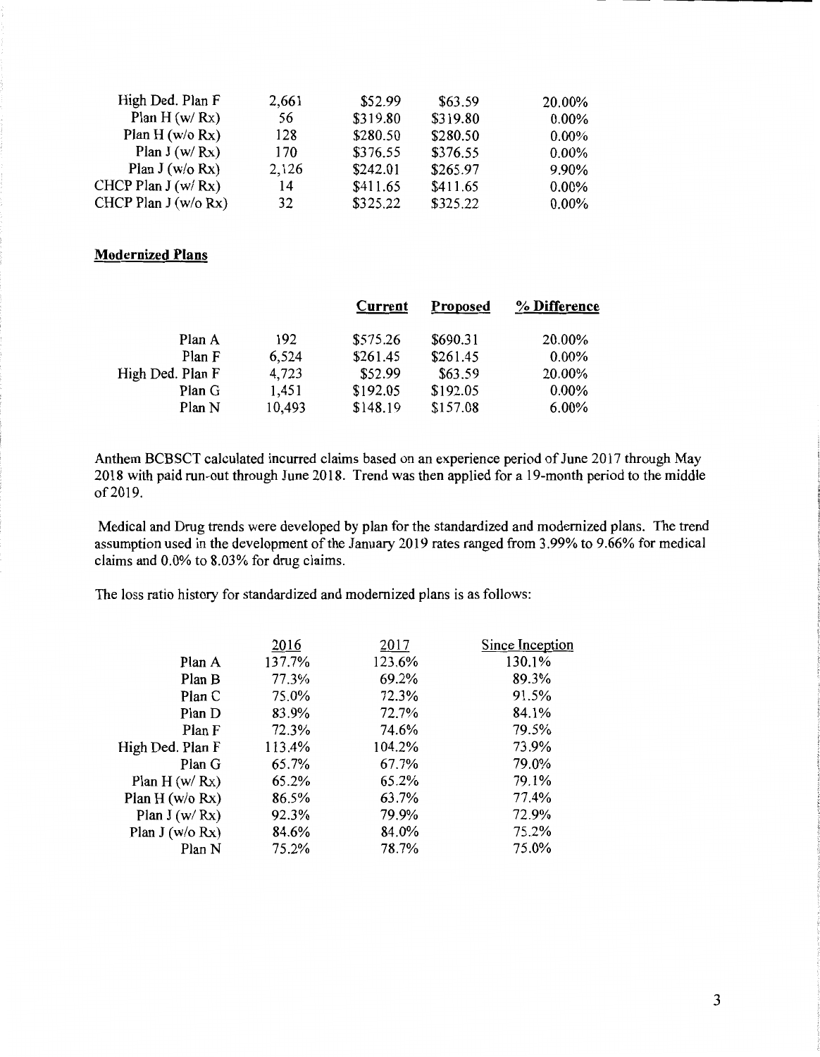| | | | | |
|---|---|---|---|---|
| High Ded. Plan F | 2,661 | $52.99 | $63.59 | 20.00% |
| Plan H (w/ Rx) | 56 | $319.80 | $319.80 | 0.00% |
| Plan H (w/o Rx) | 128 | $280.50 | $280.50 | 0.00% |
| Plan J (w/ Rx) | 170 | $376.55 | $376.55 | 0.00% |
| Plan J (w/o Rx) | 2,126 | $242.01 | $265.97 | 9.90% |
| CHCP Plan J (w/ Rx) | 14 | $411.65 | $411.65 | 0.00% |
| CHCP Plan J (w/o Rx) | 32 | $325.22 | $325.22 | 0.00% |

**Modernized Plans**

| | | Current | Proposed | % Difference |
|---|---|---|---|---|
| Plan A | 192 | $575.26 | $690.31 | 20.00% |
| Plan F | 6,524 | $261.45 | $261.45 | 0.00% |
| High Ded. Plan F | 4,723 | $52.99 | $63.59 | 20.00% |
| Plan G | 1,451 | $192.05 | $192.05 | 0.00% |
| Plan N | 10,493 | $148.19 | $157.08 | 6.00% |

Anthem BCBSCT calculated incurred claims based on an experience period of June 2017 through May 2018 with paid run-out through June 2018. Trend was then applied for a 19-month period to the middle of 2019.

Medical and Drug trends were developed by plan for the standardized and modernized plans. The trend assumption used in the development of the January 2019 rates ranged from 3.99% to 9.66% for medical claims and 0.0% to 8.03% for drug claims.

The loss ratio history for standardized and modernized plans is as follows:

| | 2016 | 2017 | Since Inception |
|---|---|---|---|
| Plan A | 137.7% | 123.6% | 130.1% |
| Plan B | 77.3% | 69.2% | 89.3% |
| Plan C | 75.0% | 72.3% | 91.5% |
| Plan D | 83.9% | 72.7% | 84.1% |
| Plan F | 72.3% | 74.6% | 79.5% |
| High Ded. Plan F | 113.4% | 104.2% | 73.9% |
| Plan G | 65.7% | 67.7% | 79.0% |
| Plan H (w/ Rx) | 65.2% | 65.2% | 79.1% |
| Plan H (w/o Rx) | 86.5% | 63.7% | 77.4% |
| Plan J (w/ Rx) | 92.3% | 79.9% | 72.9% |
| Plan J (w/o Rx) | 84.6% | 84.0% | 75.2% |
| Plan N | 75.2% | 78.7% | 75.0% |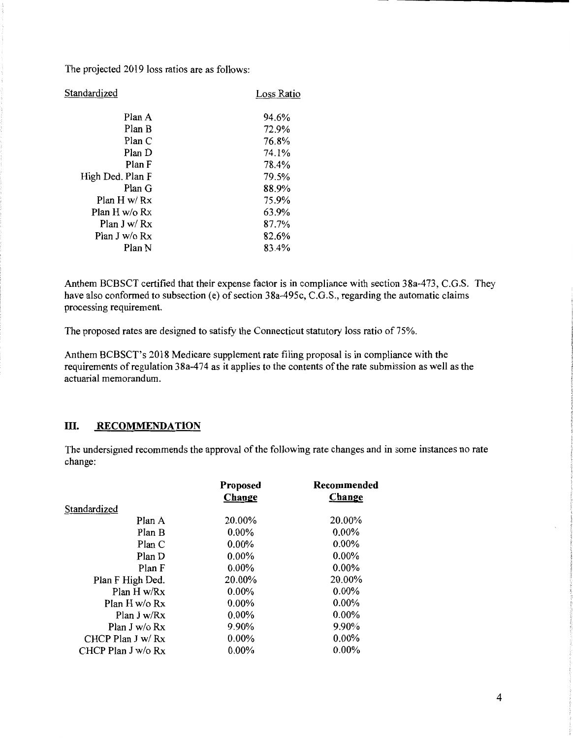The projected 2019 loss ratios are as follows:

| Standardized | Loss Ratio |
|---|---|
| Plan A | 94.6% |
| Plan B | 72.9% |
| Plan C | 76.8% |
| Plan D | 74.1% |
| Plan F | 78.4% |
| High Ded. Plan F | 79.5% |
| Plan G | 88.9% |
| Plan H w/ Rx | 75.9% |
| Plan H w/o Rx | 63.9% |
| Plan J w/ Rx | 87.7% |
| Plan J w/o Rx | 82.6% |
| Plan N | 83.4% |

Anthem BCBSCT certified that their expense factor is in compliance with section 38a-473, C.G.S. They have also conformed to subsection (e) of section 38a-495c, C.G.S., regarding the automatic claims processing requirement.

The proposed rates are designed to satisfy the Connecticut statutory loss ratio of 75%.

Anthem BCBSCT's 2018 Medicare supplement rate filing proposal is in compliance with the requirements of regulation 38a-474 as it applies to the contents of the rate submission as well as the actuarial memorandum.

## III. RECOMMENDATION

The undersigned recommends the approval of the following rate changes and in some instances no rate change:

| | **Proposed Change** | **Recommended Change** |
|---|---|---|
| Standardized | | |
| Plan A | 20.00% | 20.00% |
| Plan B | 0.00% | 0.00% |
| Plan C | 0.00% | 0.00% |
| Plan D | 0.00% | 0.00% |
| Plan F | 0.00% | 0.00% |
| Plan F High Ded. | 20.00% | 20.00% |
| Plan H w/Rx | 0.00% | 0.00% |
| Plan H w/o Rx | 0.00% | 0.00% |
| Plan J w/Rx | 0.00% | 0.00% |
| Plan J w/o Rx | 9.90% | 9.90% |
| CHCP Plan J w/ Rx | 0.00% | 0.00% |
| CHCP Plan J w/o Rx | 0.00% | 0.00% |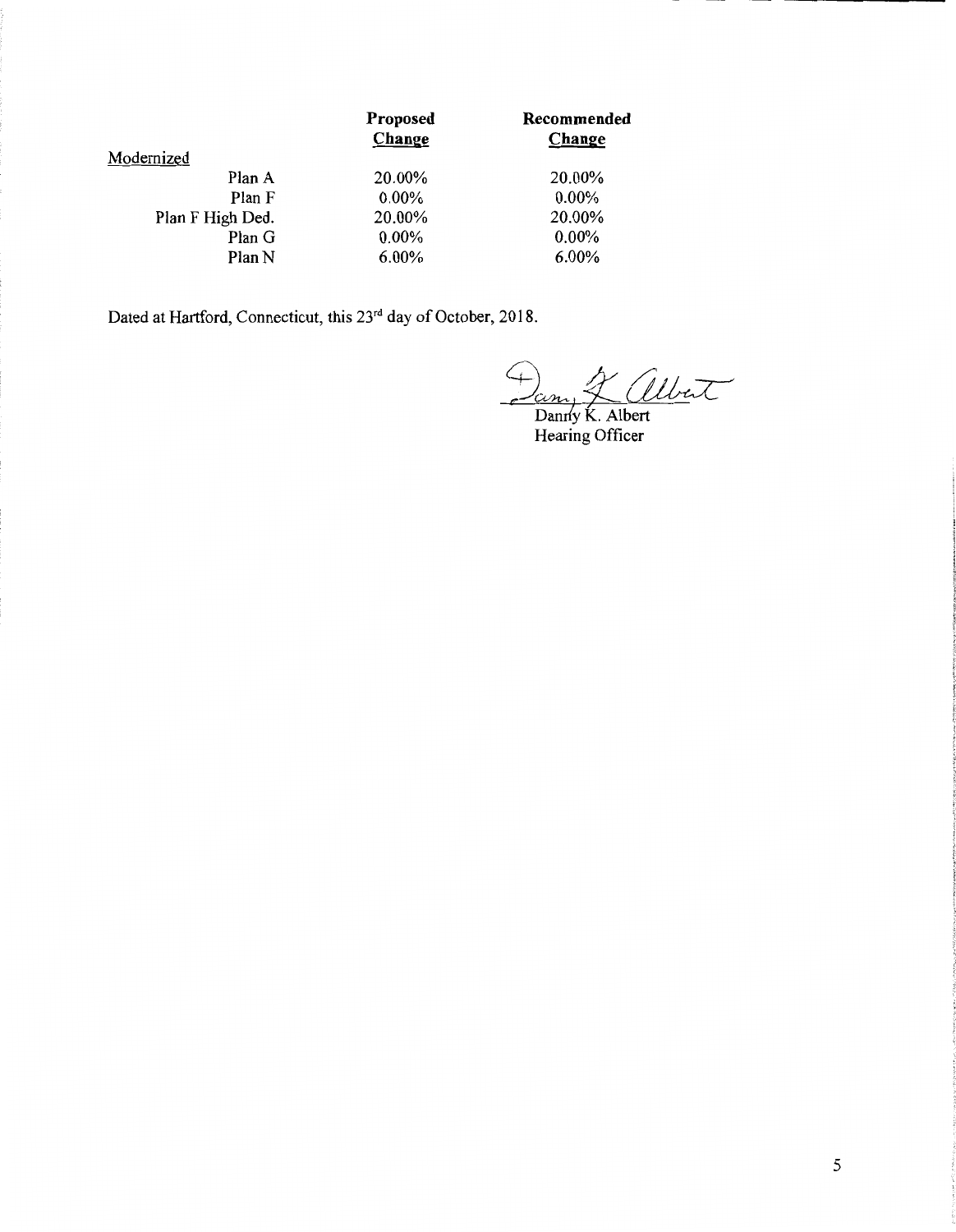| | Proposed Change | Recommended Change |
|---|---|---|
| Modernized | | |
| Plan A | 20.00% | 20.00% |
| Plan F | 0.00% | 0.00% |
| Plan F High Ded. | 20.00% | 20.00% |
| Plan G | 0.00% | 0.00% |
| Plan N | 6.00% | 6.00% |

Dated at Hartford, Connecticut, this 23rd day of October, 2018.

Danny K. Albert
Hearing Officer